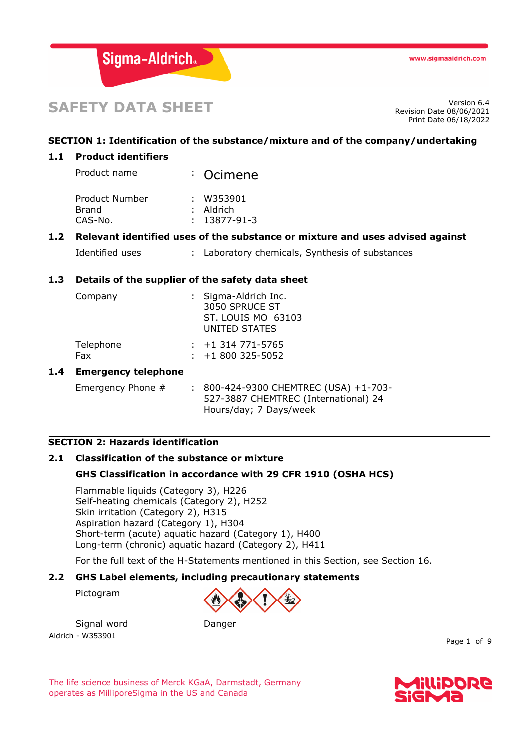# SAFETY DATA SHEET

Version 6.4
Revision Date 08/06/2021
Print Date 06/18/2022

## SECTION 1: Identification of the substance/mixture and of the company/undertaking

### 1.1 Product identifiers

| | | |
|---|---|---|
| Product name | : | Ocimene |
| Product Number | : | W353901 |
| Brand | : | Aldrich |
| CAS-No. | : | 13877-91-3 |

### 1.2 Relevant identified uses of the substance or mixture and uses advised against

| | | |
|---|---|---|
| Identified uses | : | Laboratory chemicals, Synthesis of substances |

### 1.3 Details of the supplier of the safety data sheet

| | | |
|---|---|---|
| Company | : | Sigma-Aldrich Inc.<br>3050 SPRUCE ST<br>ST. LOUIS MO 63103<br>UNITED STATES |
| Telephone | : | +1 314 771-5765 |
| Fax | : | +1 800 325-5052 |

### 1.4 Emergency telephone

| | | |
|---|---|---|
| Emergency Phone # | : | 800-424-9300 CHEMTREC (USA) +1-703-527-3887 CHEMTREC (International) 24 Hours/day; 7 Days/week |

## SECTION 2: Hazards identification

### 2.1 Classification of the substance or mixture

**GHS Classification in accordance with 29 CFR 1910 (OSHA HCS)**

Flammable liquids (Category 3), H226
Self-heating chemicals (Category 2), H252
Skin irritation (Category 2), H315
Aspiration hazard (Category 1), H304
Short-term (acute) aquatic hazard (Category 1), H400
Long-term (chronic) aquatic hazard (Category 2), H411

For the full text of the H-Statements mentioned in this Section, see Section 16.

### 2.2 GHS Label elements, including precautionary statements

Pictogram

Signal word Danger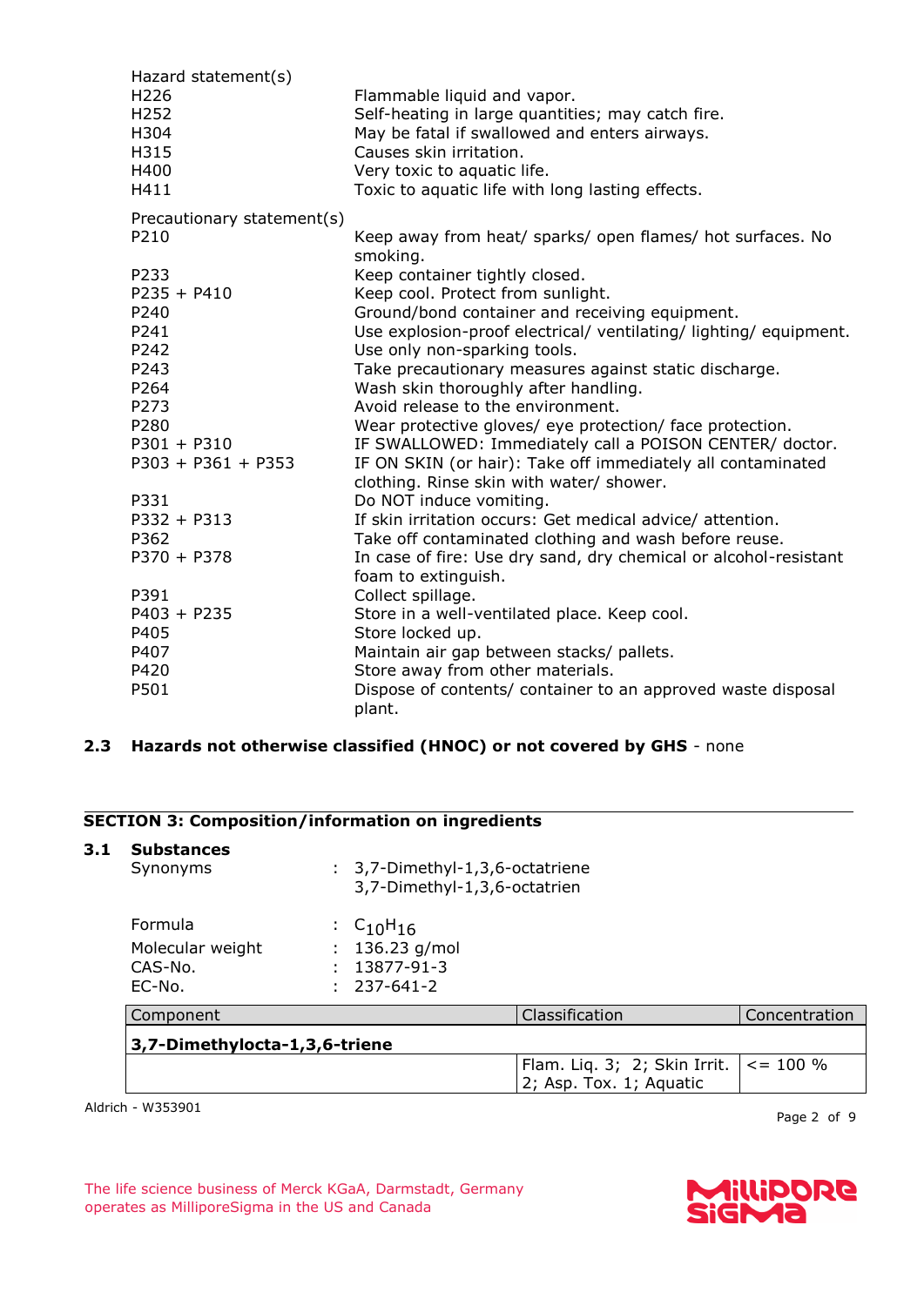Hazard statement(s)

| | |
|---|---|
| H226 | Flammable liquid and vapor. |
| H252 | Self-heating in large quantities; may catch fire. |
| H304 | May be fatal if swallowed and enters airways. |
| H315 | Causes skin irritation. |
| H400 | Very toxic to aquatic life. |
| H411 | Toxic to aquatic life with long lasting effects. |

Precautionary statement(s)

| | |
|---|---|
| P210 | Keep away from heat/ sparks/ open flames/ hot surfaces. No smoking. |
| P233 | Keep container tightly closed. |
| P235 + P410 | Keep cool. Protect from sunlight. |
| P240 | Ground/bond container and receiving equipment. |
| P241 | Use explosion-proof electrical/ ventilating/ lighting/ equipment. |
| P242 | Use only non-sparking tools. |
| P243 | Take precautionary measures against static discharge. |
| P264 | Wash skin thoroughly after handling. |
| P273 | Avoid release to the environment. |
| P280 | Wear protective gloves/ eye protection/ face protection. |
| P301 + P310 | IF SWALLOWED: Immediately call a POISON CENTER/ doctor. |
| P303 + P361 + P353 | IF ON SKIN (or hair): Take off immediately all contaminated clothing. Rinse skin with water/ shower. |
| P331 | Do NOT induce vomiting. |
| P332 + P313 | If skin irritation occurs: Get medical advice/ attention. |
| P362 | Take off contaminated clothing and wash before reuse. |
| P370 + P378 | In case of fire: Use dry sand, dry chemical or alcohol-resistant foam to extinguish. |
| P391 | Collect spillage. |
| P403 + P235 | Store in a well-ventilated place. Keep cool. |
| P405 | Store locked up. |
| P407 | Maintain air gap between stacks/ pallets. |
| P420 | Store away from other materials. |
| P501 | Dispose of contents/ container to an approved waste disposal plant. |

### 2.3 Hazards not otherwise classified (HNOC) or not covered by GHS - none

## SECTION 3: Composition/information on ingredients

### 3.1 Substances

| | | |
|---|---|---|
| Synonyms | : | 3,7-Dimethyl-1,3,6-octatriene<br>3,7-Dimethyl-1,3,6-octatrien |
| Formula | : | $C_{10}H_{16}$ |
| Molecular weight | : | 136.23 g/mol |
| CAS-No. | : | 13877-91-3 |
| EC-No. | : | 237-641-2 |

| Component | Classification | Concentration |
|---|---|---|
| **3,7-Dimethylocta-1,3,6-triene** | | |
| | Flam. Liq. 3; 2; Skin Irrit. 2; Asp. Tox. 1; Aquatic | <= 100 % |

Aldrich - W353901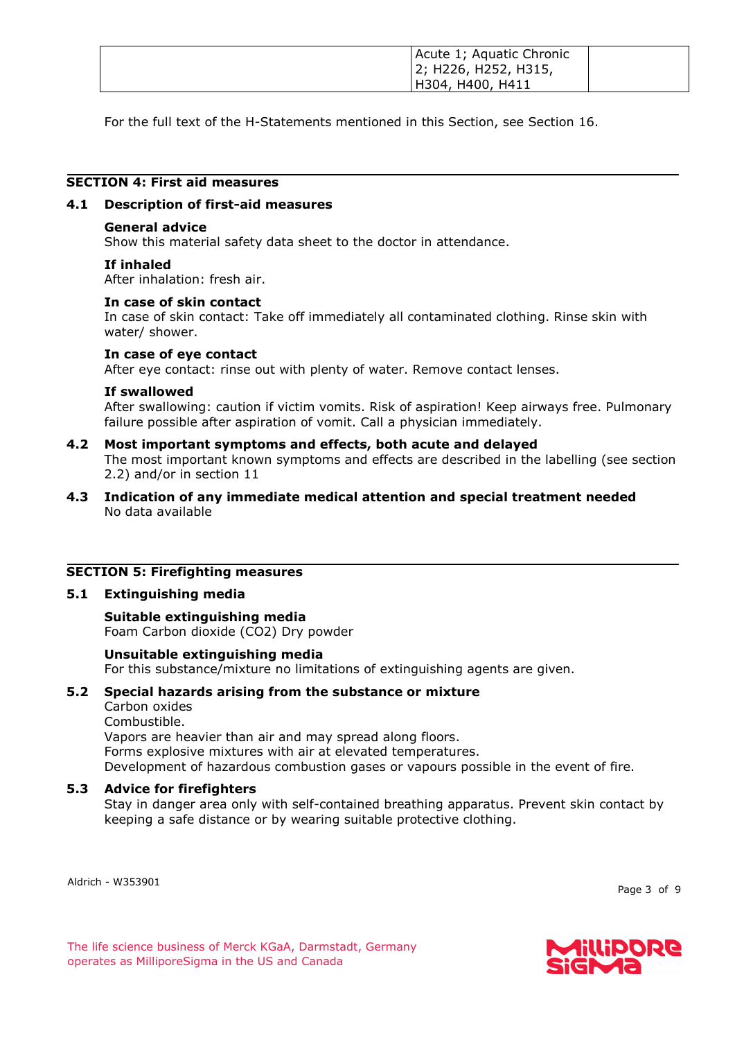| | | |
|---|---|---|
| | Acute 1; Aquatic Chronic 2; H226, H252, H315, H304, H400, H411 | |

For the full text of the H-Statements mentioned in this Section, see Section 16.

## SECTION 4: First aid measures

### 4.1 Description of first-aid measures

**General advice**
Show this material safety data sheet to the doctor in attendance.

**If inhaled**
After inhalation: fresh air.

**In case of skin contact**
In case of skin contact: Take off immediately all contaminated clothing. Rinse skin with water/ shower.

**In case of eye contact**
After eye contact: rinse out with plenty of water. Remove contact lenses.

**If swallowed**
After swallowing: caution if victim vomits. Risk of aspiration! Keep airways free. Pulmonary failure possible after aspiration of vomit. Call a physician immediately.

### 4.2 Most important symptoms and effects, both acute and delayed

The most important known symptoms and effects are described in the labelling (see section 2.2) and/or in section 11

### 4.3 Indication of any immediate medical attention and special treatment needed

No data available

## SECTION 5: Firefighting measures

### 5.1 Extinguishing media

**Suitable extinguishing media**
Foam Carbon dioxide ($CO_2$) Dry powder

**Unsuitable extinguishing media**
For this substance/mixture no limitations of extinguishing agents are given.

### 5.2 Special hazards arising from the substance or mixture

Carbon oxides
Combustible.
Vapors are heavier than air and may spread along floors.
Forms explosive mixtures with air at elevated temperatures.
Development of hazardous combustion gases or vapours possible in the event of fire.

### 5.3 Advice for firefighters

Stay in danger area only with self-contained breathing apparatus. Prevent skin contact by keeping a safe distance or by wearing suitable protective clothing.

Aldrich - W353901

The life science business of Merck KGaA, Darmstadt, Germany operates as MilliporeSigma in the US and Canada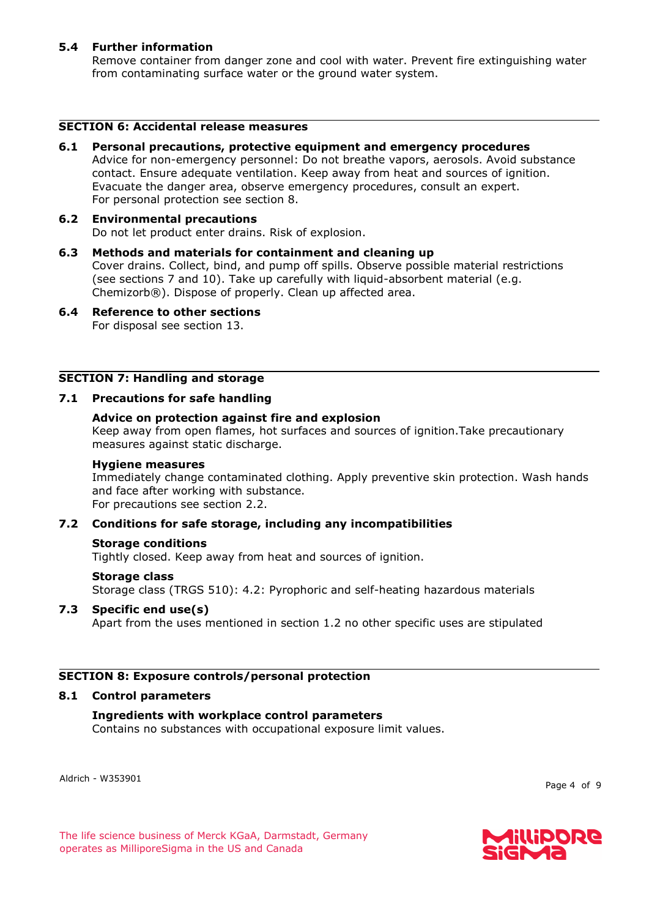### 5.4 Further information

Remove container from danger zone and cool with water. Prevent fire extinguishing water from contaminating surface water or the ground water system.

## SECTION 6: Accidental release measures

### 6.1 Personal precautions, protective equipment and emergency procedures

Advice for non-emergency personnel: Do not breathe vapors, aerosols. Avoid substance contact. Ensure adequate ventilation. Keep away from heat and sources of ignition. Evacuate the danger area, observe emergency procedures, consult an expert.
For personal protection see section 8.

### 6.2 Environmental precautions

Do not let product enter drains. Risk of explosion.

### 6.3 Methods and materials for containment and cleaning up

Cover drains. Collect, bind, and pump off spills. Observe possible material restrictions (see sections 7 and 10). Take up carefully with liquid-absorbent material (e.g. Chemizorb®). Dispose of properly. Clean up affected area.

### 6.4 Reference to other sections

For disposal see section 13.

## SECTION 7: Handling and storage

### 7.1 Precautions for safe handling

**Advice on protection against fire and explosion**

Keep away from open flames, hot surfaces and sources of ignition.Take precautionary measures against static discharge.

**Hygiene measures**

Immediately change contaminated clothing. Apply preventive skin protection. Wash hands and face after working with substance.
For precautions see section 2.2.

### 7.2 Conditions for safe storage, including any incompatibilities

**Storage conditions**

Tightly closed. Keep away from heat and sources of ignition.

**Storage class**

Storage class (TRGS 510): 4.2: Pyrophoric and self-heating hazardous materials

### 7.3 Specific end use(s)

Apart from the uses mentioned in section 1.2 no other specific uses are stipulated

## SECTION 8: Exposure controls/personal protection

### 8.1 Control parameters

**Ingredients with workplace control parameters**

Contains no substances with occupational exposure limit values.

Aldrich - W353901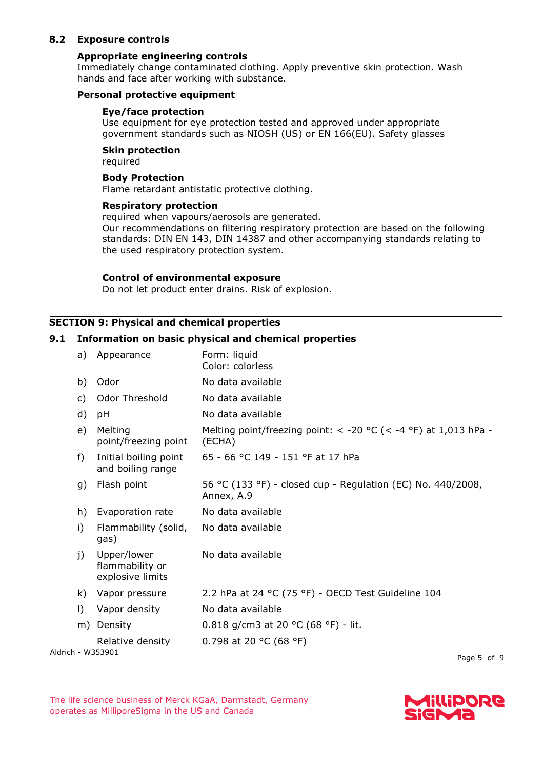### 8.2 Exposure controls

**Appropriate engineering controls**

Immediately change contaminated clothing. Apply preventive skin protection. Wash hands and face after working with substance.

**Personal protective equipment**

**Eye/face protection**

Use equipment for eye protection tested and approved under appropriate government standards such as NIOSH (US) or EN 166(EU). Safety glasses

**Skin protection**

required

**Body Protection**

Flame retardant antistatic protective clothing.

**Respiratory protection**

required when vapours/aerosols are generated.
Our recommendations on filtering respiratory protection are based on the following standards: DIN EN 143, DIN 14387 and other accompanying standards relating to the used respiratory protection system.

**Control of environmental exposure**

Do not let product enter drains. Risk of explosion.

## SECTION 9: Physical and chemical properties

### 9.1 Information on basic physical and chemical properties

| | | |
|---|---|---|
| a) | Appearance | Form: liquid<br>Color: colorless |
| b) | Odor | No data available |
| c) | Odor Threshold | No data available |
| d) | pH | No data available |
| e) | Melting point/freezing point | Melting point/freezing point: < -20 °C (< -4 °F) at 1,013 hPa - (ECHA) |
| f) | Initial boiling point and boiling range | 65 - 66 °C 149 - 151 °F at 17 hPa |
| g) | Flash point | 56 °C (133 °F) - closed cup - Regulation (EC) No. 440/2008, Annex, A.9 |
| h) | Evaporation rate | No data available |
| i) | Flammability (solid, gas) | No data available |
| j) | Upper/lower flammability or explosive limits | No data available |
| k) | Vapor pressure | 2.2 hPa at 24 °C (75 °F) - OECD Test Guideline 104 |
| l) | Vapor density | No data available |
| m) | Density | 0.818 g/cm3 at 20 °C (68 °F) - lit. |
| | Relative density | 0.798 at 20 °C (68 °F) |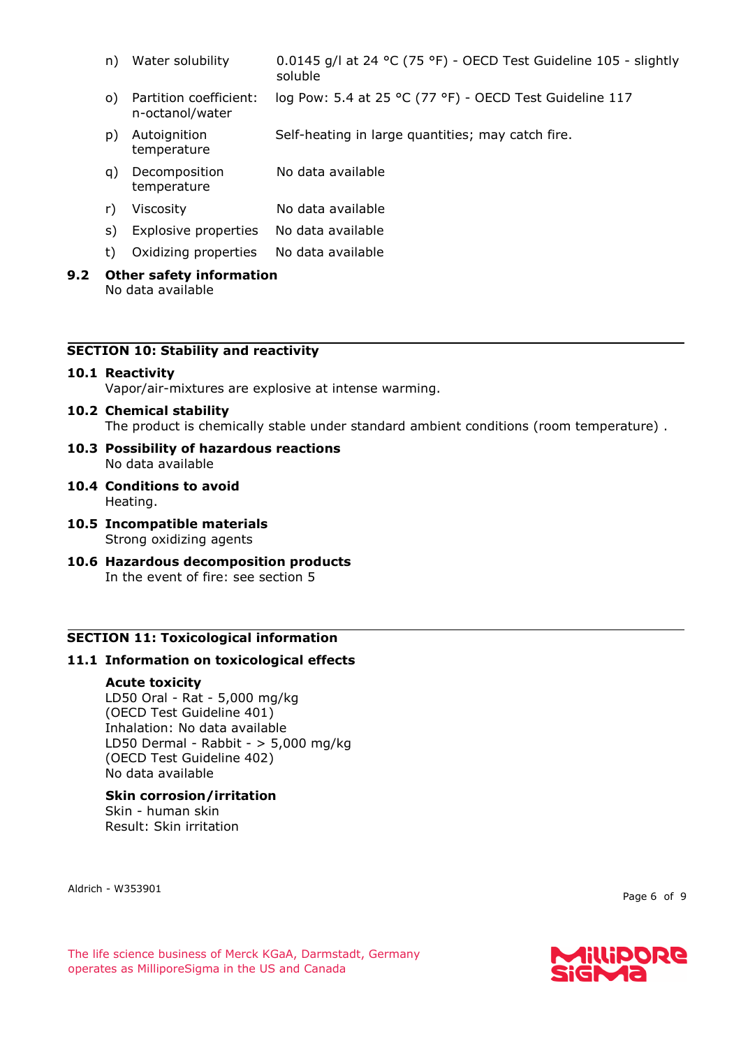| | | |
|---|---|---|
| n) | Water solubility | 0.0145 g/l at 24 °C (75 °F) - OECD Test Guideline 105 - slightly soluble |
| o) | Partition coefficient: n-octanol/water | log Pow: 5.4 at 25 °C (77 °F) - OECD Test Guideline 117 |
| p) | Autoignition temperature | Self-heating in large quantities; may catch fire. |
| q) | Decomposition temperature | No data available |
| r) | Viscosity | No data available |
| s) | Explosive properties | No data available |
| t) | Oxidizing properties | No data available |

**9.2 Other safety information**

No data available

## SECTION 10: Stability and reactivity

**10.1 Reactivity**

Vapor/air-mixtures are explosive at intense warming.

**10.2 Chemical stability**

The product is chemically stable under standard ambient conditions (room temperature) .

**10.3 Possibility of hazardous reactions**

No data available

**10.4 Conditions to avoid**

Heating.

**10.5 Incompatible materials**

Strong oxidizing agents

**10.6 Hazardous decomposition products**

In the event of fire: see section 5

## SECTION 11: Toxicological information

**11.1 Information on toxicological effects**

**Acute toxicity**

LD50 Oral - Rat - 5,000 mg/kg
(OECD Test Guideline 401)
Inhalation: No data available
LD50 Dermal - Rabbit - > 5,000 mg/kg
(OECD Test Guideline 402)
No data available

**Skin corrosion/irritation**

Skin - human skin
Result: Skin irritation

Aldrich - W353901

The life science business of Merck KGaA, Darmstadt, Germany operates as MilliporeSigma in the US and Canada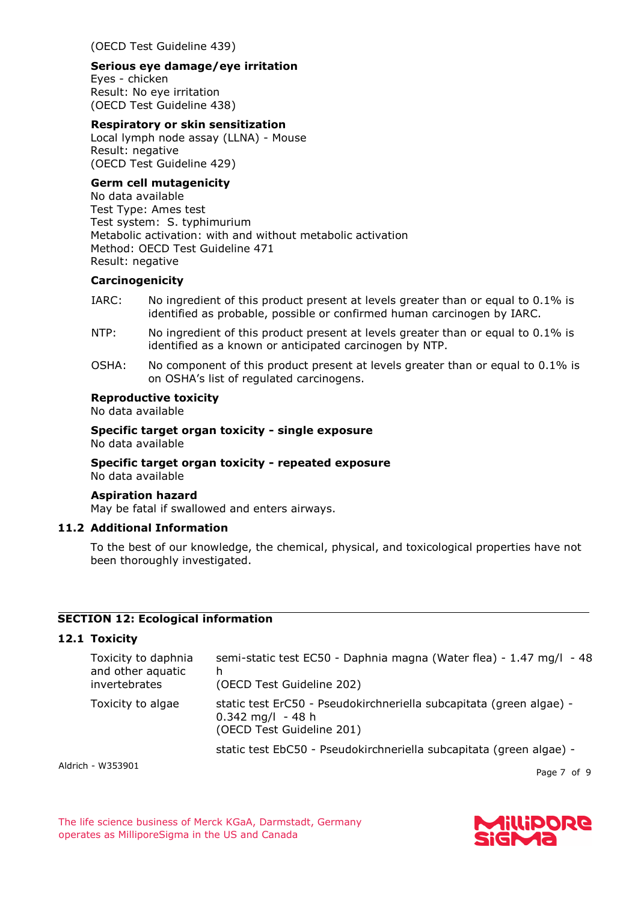(OECD Test Guideline 439)

**Serious eye damage/eye irritation**
Eyes - chicken
Result: No eye irritation
(OECD Test Guideline 438)

**Respiratory or skin sensitization**
Local lymph node assay (LLNA) - Mouse
Result: negative
(OECD Test Guideline 429)

**Germ cell mutagenicity**
No data available
Test Type: Ames test
Test system: S. typhimurium
Metabolic activation: with and without metabolic activation
Method: OECD Test Guideline 471
Result: negative

**Carcinogenicity**

IARC: No ingredient of this product present at levels greater than or equal to 0.1% is identified as probable, possible or confirmed human carcinogen by IARC.

NTP: No ingredient of this product present at levels greater than or equal to 0.1% is identified as a known or anticipated carcinogen by NTP.

OSHA: No component of this product present at levels greater than or equal to 0.1% is on OSHA's list of regulated carcinogens.

**Reproductive toxicity**
No data available

**Specific target organ toxicity - single exposure**
No data available

**Specific target organ toxicity - repeated exposure**
No data available

**Aspiration hazard**
May be fatal if swallowed and enters airways.

### 11.2 Additional Information

To the best of our knowledge, the chemical, physical, and toxicological properties have not been thoroughly investigated.

## SECTION 12: Ecological information

### 12.1 Toxicity

| | |
|---|---|
| Toxicity to daphnia and other aquatic invertebrates | semi-static test EC50 - Daphnia magna (Water flea) - 1.47 mg/l - 48 h (OECD Test Guideline 202) |
| Toxicity to algae | static test ErC50 - Pseudokirchneriella subcapitata (green algae) - 0.342 mg/l - 48 h (OECD Test Guideline 201) |
| | static test EbC50 - Pseudokirchneriella subcapitata (green algae) - |

Aldrich - W353901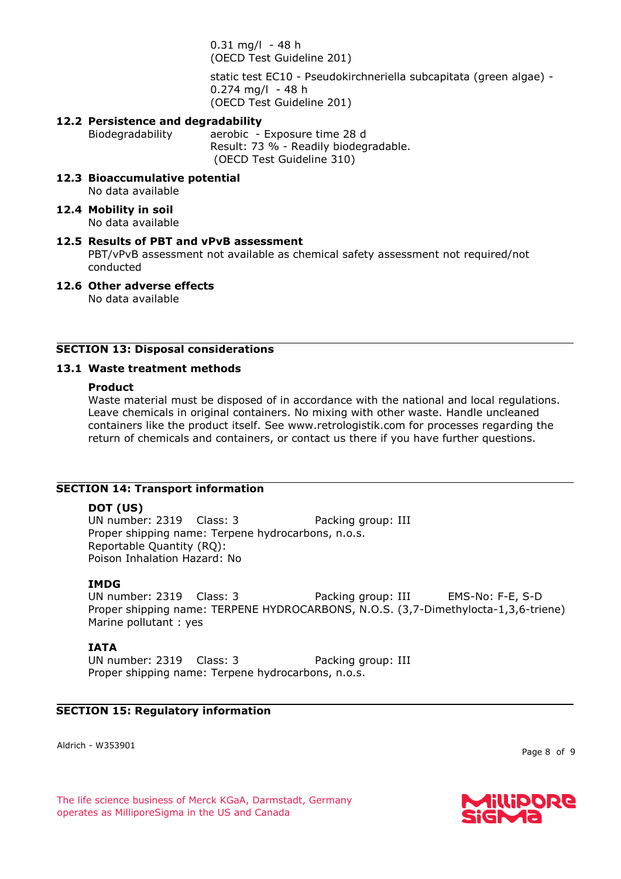0.31 mg/l - 48 h
(OECD Test Guideline 201)

static test EC10 - Pseudokirchneriella subcapitata (green algae) - 0.274 mg/l - 48 h
(OECD Test Guideline 201)

### 12.2 Persistence and degradability

Biodegradability aerobic - Exposure time 28 d
Result: 73 % - Readily biodegradable.
(OECD Test Guideline 310)

### 12.3 Bioaccumulative potential

No data available

### 12.4 Mobility in soil

No data available

### 12.5 Results of PBT and vPvB assessment

PBT/vPvB assessment not available as chemical safety assessment not required/not conducted

### 12.6 Other adverse effects

No data available

## SECTION 13: Disposal considerations

### 13.1 Waste treatment methods

**Product**

Waste material must be disposed of in accordance with the national and local regulations. Leave chemicals in original containers. No mixing with other waste. Handle uncleaned containers like the product itself. See www.retrologistik.com for processes regarding the return of chemicals and containers, or contact us there if you have further questions.

## SECTION 14: Transport information

**DOT (US)**

UN number: 2319 Class: 3 Packing group: III
Proper shipping name: Terpene hydrocarbons, n.o.s.
Reportable Quantity (RQ):
Poison Inhalation Hazard: No

**IMDG**

UN number: 2319 Class: 3 Packing group: III EMS-No: F-E, S-D
Proper shipping name: TERPENE HYDROCARBONS, N.O.S. (3,7-Dimethylocta-1,3,6-triene)
Marine pollutant : yes

**IATA**

UN number: 2319 Class: 3 Packing group: III
Proper shipping name: Terpene hydrocarbons, n.o.s.

## SECTION 15: Regulatory information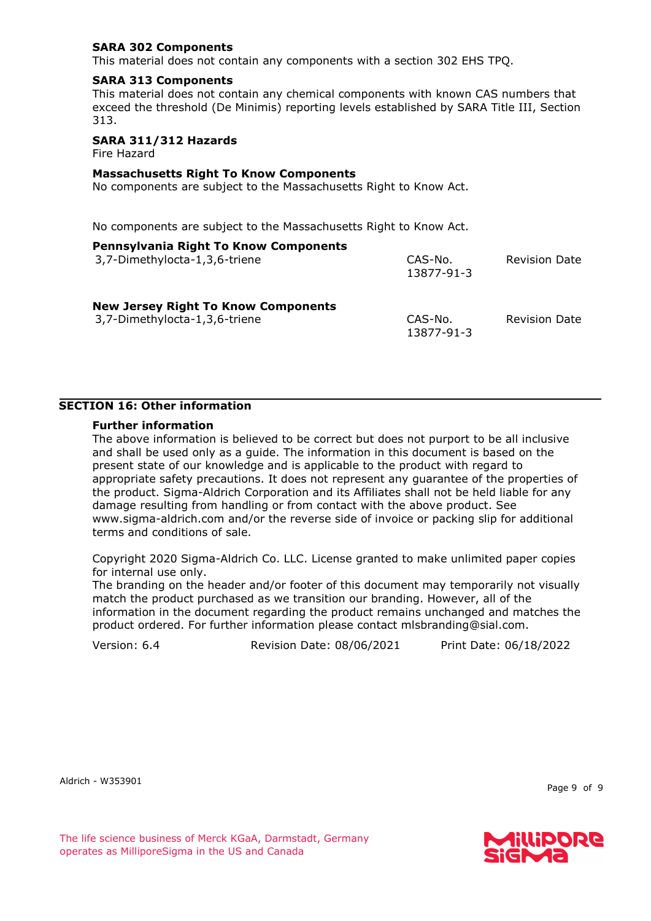**SARA 302 Components**
This material does not contain any components with a section 302 EHS TPQ.

**SARA 313 Components**
This material does not contain any chemical components with known CAS numbers that exceed the threshold (De Minimis) reporting levels established by SARA Title III, Section 313.

**SARA 311/312 Hazards**
Fire Hazard

**Massachusetts Right To Know Components**
No components are subject to the Massachusetts Right to Know Act.

No components are subject to the Massachusetts Right to Know Act.

**Pennsylvania Right To Know Components**

| | | |
|---|---|---|
| 3,7-Dimethylocta-1,3,6-triene | CAS-No. 13877-91-3 | Revision Date |

**New Jersey Right To Know Components**

| | | |
|---|---|---|
| 3,7-Dimethylocta-1,3,6-triene | CAS-No. 13877-91-3 | Revision Date |

## SECTION 16: Other information

**Further information**
The above information is believed to be correct but does not purport to be all inclusive and shall be used only as a guide. The information in this document is based on the present state of our knowledge and is applicable to the product with regard to appropriate safety precautions. It does not represent any guarantee of the properties of the product. Sigma-Aldrich Corporation and its Affiliates shall not be held liable for any damage resulting from handling or from contact with the above product. See www.sigma-aldrich.com and/or the reverse side of invoice or packing slip for additional terms and conditions of sale.

Copyright 2020 Sigma-Aldrich Co. LLC. License granted to make unlimited paper copies for internal use only.
The branding on the header and/or footer of this document may temporarily not visually match the product purchased as we transition our branding. However, all of the information in the document regarding the product remains unchanged and matches the product ordered. For further information please contact mlsbranding@sial.com.

Version: 6.4 Revision Date: 08/06/2021 Print Date: 06/18/2022